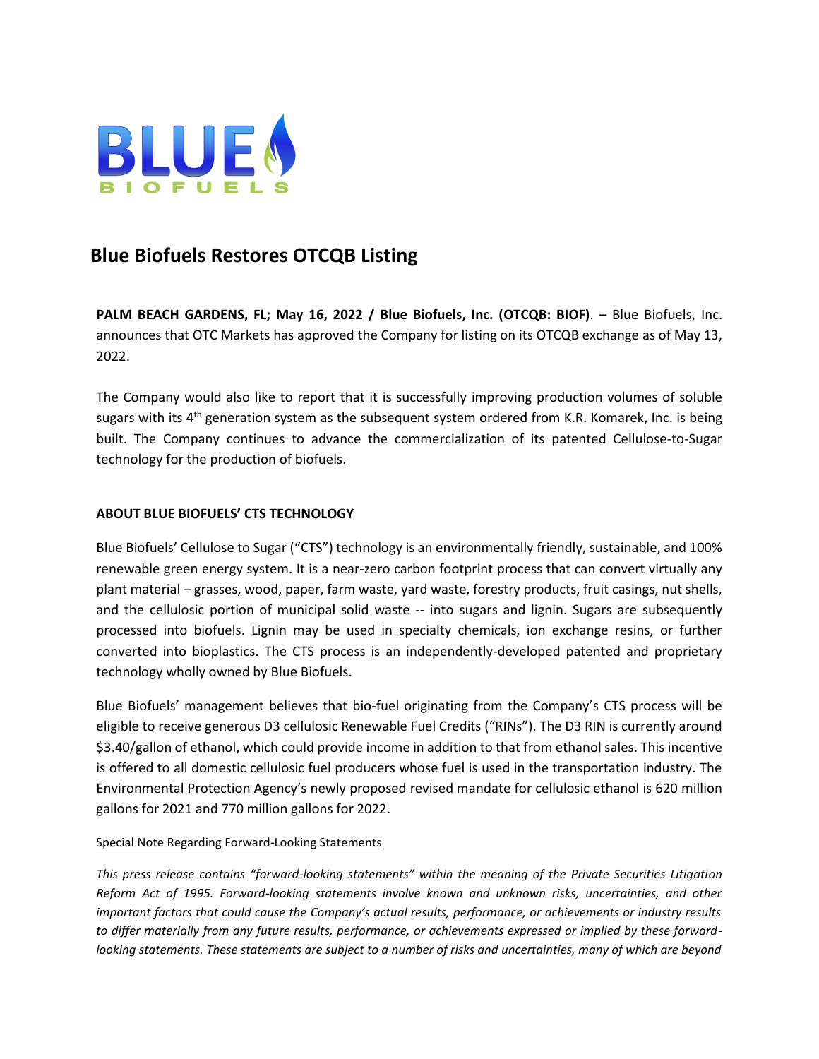BLUE
BIOFUELS

# Blue Biofuels Restores OTCQB Listing

**PALM BEACH GARDENS, FL; May 16, 2022 / Blue Biofuels, Inc. (OTCQB: BIOF)**. – Blue Biofuels, Inc. announces that OTC Markets has approved the Company for listing on its OTCQB exchange as of May 13, 2022.

The Company would also like to report that it is successfully improving production volumes of soluble sugars with its 4th generation system as the subsequent system ordered from K.R. Komarek, Inc. is being built. The Company continues to advance the commercialization of its patented Cellulose-to-Sugar technology for the production of biofuels.

## ABOUT BLUE BIOFUELS' CTS TECHNOLOGY

Blue Biofuels' Cellulose to Sugar ("CTS") technology is an environmentally friendly, sustainable, and 100% renewable green energy system. It is a near-zero carbon footprint process that can convert virtually any plant material – grasses, wood, paper, farm waste, yard waste, forestry products, fruit casings, nut shells, and the cellulosic portion of municipal solid waste -- into sugars and lignin. Sugars are subsequently processed into biofuels. Lignin may be used in specialty chemicals, ion exchange resins, or further converted into bioplastics. The CTS process is an independently-developed patented and proprietary technology wholly owned by Blue Biofuels.

Blue Biofuels' management believes that bio-fuel originating from the Company's CTS process will be eligible to receive generous D3 cellulosic Renewable Fuel Credits ("RINs"). The D3 RIN is currently around $3.40/gallon of ethanol, which could provide income in addition to that from ethanol sales. This incentive is offered to all domestic cellulosic fuel producers whose fuel is used in the transportation industry. The Environmental Protection Agency's newly proposed revised mandate for cellulosic ethanol is 620 million gallons for 2021 and 770 million gallons for 2022.

Special Note Regarding Forward-Looking Statements

*This press release contains "forward-looking statements" within the meaning of the Private Securities Litigation Reform Act of 1995. Forward-looking statements involve known and unknown risks, uncertainties, and other important factors that could cause the Company's actual results, performance, or achievements or industry results to differ materially from any future results, performance, or achievements expressed or implied by these forward-looking statements. These statements are subject to a number of risks and uncertainties, many of which are beyond*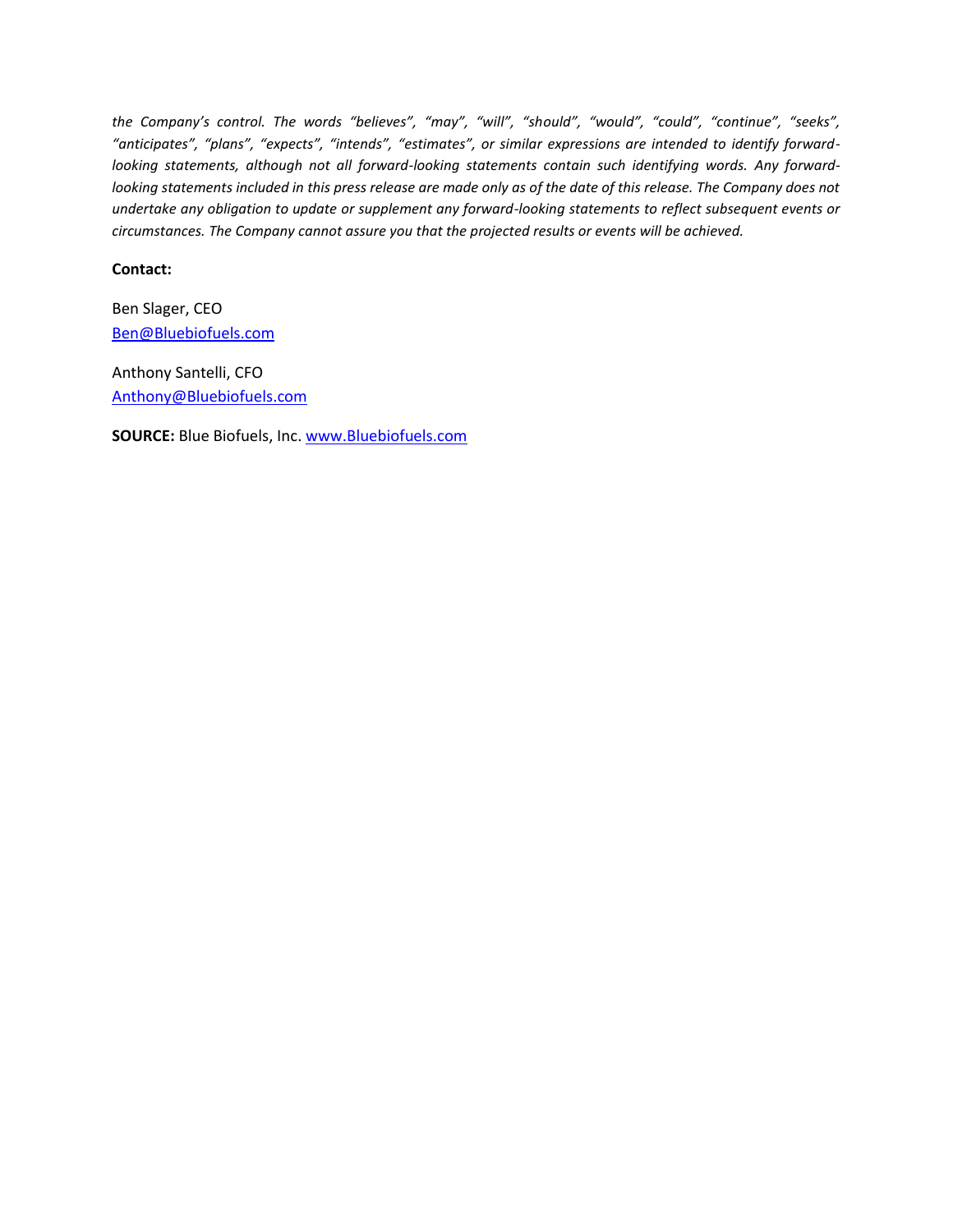*the Company's control. The words "believes", "may", "will", "should", "would", "could", "continue", "seeks", "anticipates", "plans", "expects", "intends", "estimates", or similar expressions are intended to identify forward-looking statements, although not all forward-looking statements contain such identifying words. Any forward-looking statements included in this press release are made only as of the date of this release. The Company does not undertake any obligation to update or supplement any forward-looking statements to reflect subsequent events or circumstances. The Company cannot assure you that the projected results or events will be achieved.*

**Contact:**

Ben Slager, CEO
Ben@Bluebiofuels.com

Anthony Santelli, CFO
Anthony@Bluebiofuels.com

**SOURCE:** Blue Biofuels, Inc. www.Bluebiofuels.com